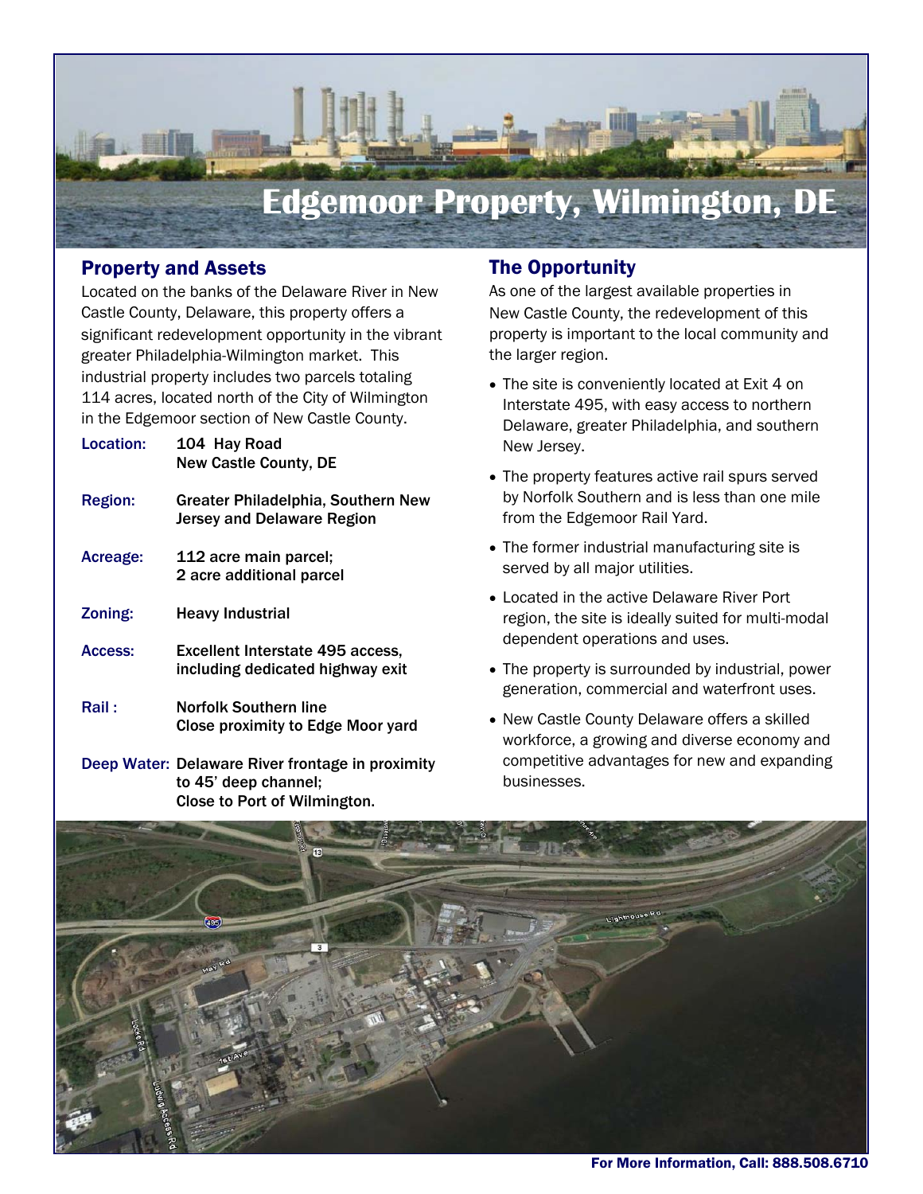# Edgemoor Property, Wilmington, DE

## Property and Assets

Located on the banks of the Delaware River in New Castle County, Delaware, this property offers a significant redevelopment opportunity in the vibrant greater Philadelphia-Wilmington market. This industrial property includes two parcels totaling 114 acres, located north of the City of Wilmington in the Edgemoor section of New Castle County.

| | |
|---|---|
| **Location:** | **104 Hay Road<br>New Castle County, DE** |
| **Region:** | **Greater Philadelphia, Southern New Jersey and Delaware Region** |
| **Acreage:** | **112 acre main parcel;<br>2 acre additional parcel** |
| **Zoning:** | **Heavy Industrial** |
| **Access:** | **Excellent Interstate 495 access, including dedicated highway exit** |
| **Rail :** | **Norfolk Southern line<br>Close proximity to Edge Moor yard** |
| **Deep Water:** | **Delaware River frontage in proximity to 45' deep channel;<br>Close to Port of Wilmington.** |

## The Opportunity

As one of the largest available properties in New Castle County, the redevelopment of this property is important to the local community and the larger region.

- The site is conveniently located at Exit 4 on Interstate 495, with easy access to northern Delaware, greater Philadelphia, and southern New Jersey.
- The property features active rail spurs served by Norfolk Southern and is less than one mile from the Edgemoor Rail Yard.
- The former industrial manufacturing site is served by all major utilities.
- Located in the active Delaware River Port region, the site is ideally suited for multi-modal dependent operations and uses.
- The property is surrounded by industrial, power generation, commercial and waterfront uses.
- New Castle County Delaware offers a skilled workforce, a growing and diverse economy and competitive advantages for new and expanding businesses.

**For More Information, Call: 888.508.6710**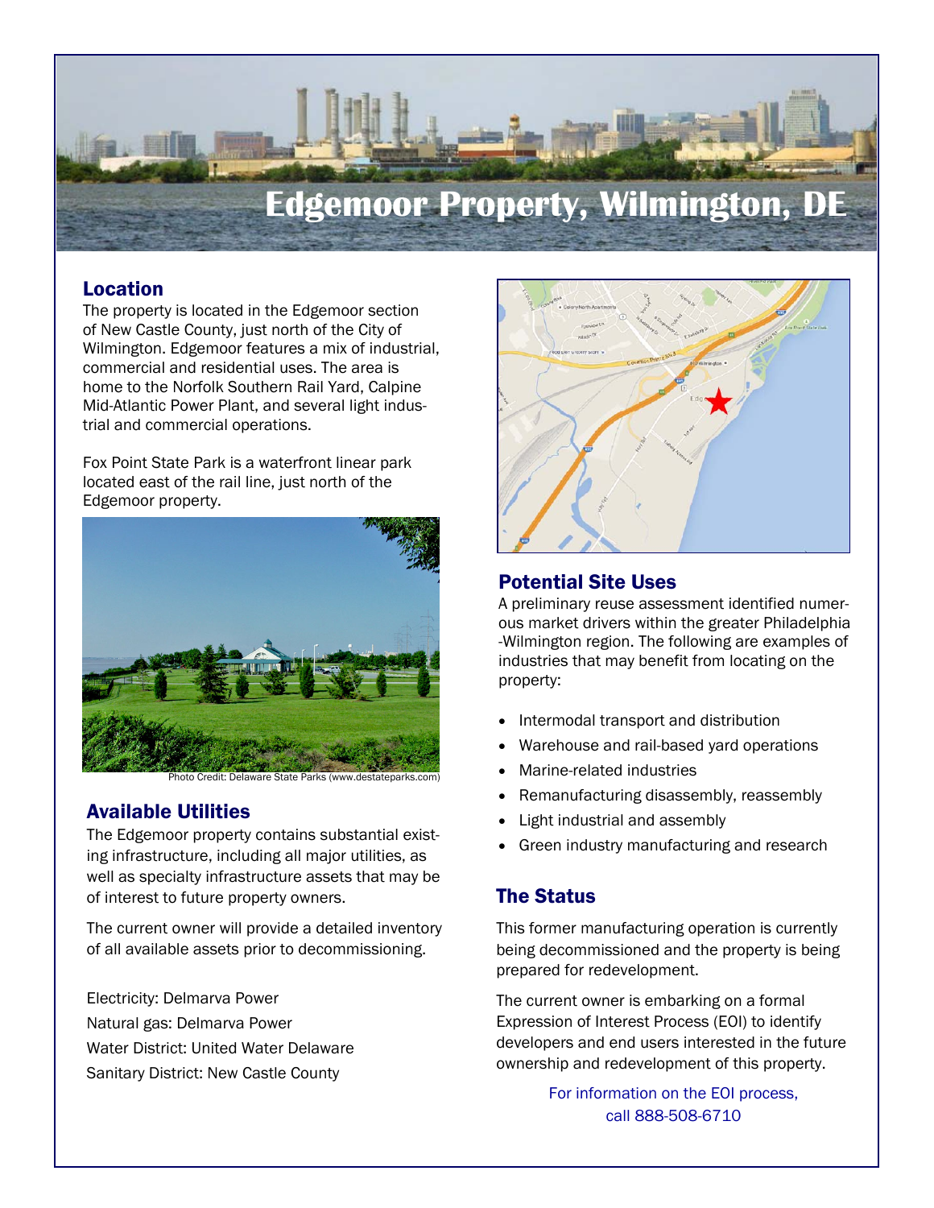# Edgemoor Property, Wilmington, DE

## Location

The property is located in the Edgemoor section of New Castle County, just north of the City of Wilmington. Edgemoor features a mix of industrial, commercial and residential uses. The area is home to the Norfolk Southern Rail Yard, Calpine Mid-Atlantic Power Plant, and several light industrial and commercial operations.

Fox Point State Park is a waterfront linear park located east of the rail line, just north of the Edgemoor property.

Photo Credit: Delaware State Parks (www.destateparks.com)

## Available Utilities

The Edgemoor property contains substantial existing infrastructure, including all major utilities, as well as specialty infrastructure assets that may be of interest to future property owners.

The current owner will provide a detailed inventory of all available assets prior to decommissioning.

Electricity: Delmarva Power
Natural gas: Delmarva Power
Water District: United Water Delaware
Sanitary District: New Castle County

## Potential Site Uses

A preliminary reuse assessment identified numerous market drivers within the greater Philadelphia-Wilmington region. The following are examples of industries that may benefit from locating on the property:

- Intermodal transport and distribution
- Warehouse and rail-based yard operations
- Marine-related industries
- Remanufacturing disassembly, reassembly
- Light industrial and assembly
- Green industry manufacturing and research

## The Status

This former manufacturing operation is currently being decommissioned and the property is being prepared for redevelopment.

The current owner is embarking on a formal Expression of Interest Process (EOI) to identify developers and end users interested in the future ownership and redevelopment of this property.

For information on the EOI process, call 888-508-6710